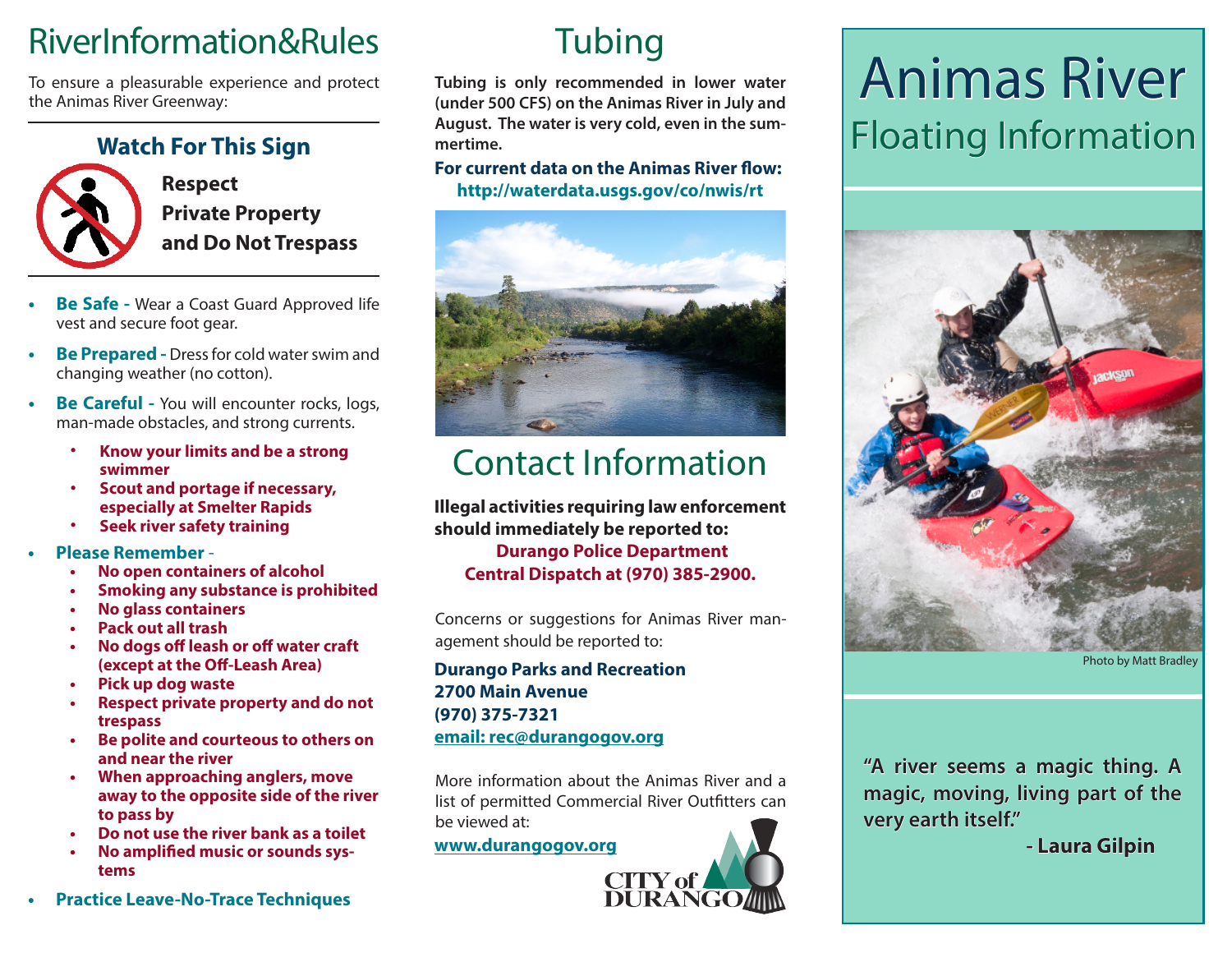## RiverInformation&Rules

To ensure a pleasurable experience and protect the Animas River Greenway:

### Watch For This Sign

**Respect Private Property and Do Not Trespass**

- **Be Safe -** Wear a Coast Guard Approved life vest and secure foot gear.
- **Be Prepared -** Dress for cold water swim and changing weather (no cotton).
- **Be Careful -** You will encounter rocks, logs, man-made obstacles, and strong currents.
  - **Know your limits and be a strong swimmer**
  - **Scout and portage if necessary, especially at Smelter Rapids**
  - **Seek river safety training**
- **Please Remember** -
  - **No open containers of alcohol**
  - **Smoking any substance is prohibited**
  - **No glass containers**
  - **Pack out all trash**
  - **No dogs off leash or off water craft (except at the Off-Leash Area)**
  - **Pick up dog waste**
  - **Respect private property and do not trespass**
  - **Be polite and courteous to others on and near the river**
  - **When approaching anglers, move away to the opposite side of the river to pass by**
  - **Do not use the river bank as a toilet**
  - **No amplified music or sounds systems**
- **Practice Leave-No-Trace Techniques**

## Tubing

**Tubing is only recommended in lower water (under 500 CFS) on the Animas River in July and August. The water is very cold, even in the summertime.**

**For current data on the Animas River flow:**
**http://waterdata.usgs.gov/co/nwis/rt**

## Contact Information

**Illegal activities requiring law enforcement should immediately be reported to:**
**Durango Police Department**
**Central Dispatch at (970) 385-2900.**

Concerns or suggestions for Animas River management should be reported to:

**Durango Parks and Recreation**
**2700 Main Avenue**
**(970) 375-7321**
**email: rec@durangogov.org**

More information about the Animas River and a list of permitted Commercial River Outfitters can be viewed at:

**www.durangogov.org**

CITY of DURANGO

# Animas River
## Floating Information

Photo by Matt Bradley

**"A river seems a magic thing. A magic, moving, living part of the very earth itself."**

**- Laura Gilpin**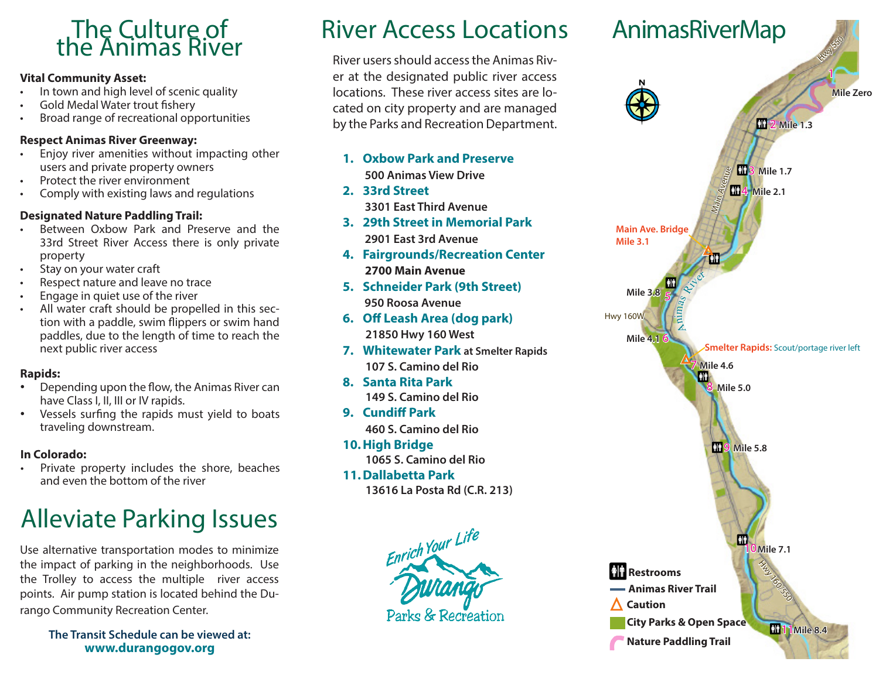# The Culture of the Animas River

**Vital Community Asset:**

- In town and high level of scenic quality
- Gold Medal Water trout fishery
- Broad range of recreational opportunities

**Respect Animas River Greenway:**

- Enjoy river amenities without impacting other users and private property owners
- Protect the river environment
- Comply with existing laws and regulations

**Designated Nature Paddling Trail:**

- Between Oxbow Park and Preserve and the 33rd Street River Access there is only private property
- Stay on your water craft
- Respect nature and leave no trace
- Engage in quiet use of the river
- All water craft should be propelled in this section with a paddle, swim flippers or swim hand paddles, due to the length of time to reach the next public river access

**Rapids:**

- Depending upon the flow, the Animas River can have Class I, II, III or IV rapids.
- Vessels surfing the rapids must yield to boats traveling downstream.

**In Colorado:**

- Private property includes the shore, beaches and even the bottom of the river

# Alleviate Parking Issues

Use alternative transportation modes to minimize the impact of parking in the neighborhoods. Use the Trolley to access the multiple river access points. Air pump station is located behind the Durango Community Recreation Center.

**The Transit Schedule can be viewed at:**
**www.durangogov.org**

# River Access Locations

River users should access the Animas River at the designated public river access locations. These river access sites are located on city property and are managed by the Parks and Recreation Department.

1. **Oxbow Park and Preserve**
   **500 Animas View Drive**
2. **33rd Street**
   **3301 East Third Avenue**
3. **29th Street in Memorial Park**
   **2901 East 3rd Avenue**
4. **Fairgrounds/Recreation Center**
   **2700 Main Avenue**
5. **Schneider Park (9th Street)**
   **950 Roosa Avenue**
6. **Off Leash Area (dog park)**
   **21850 Hwy 160 West**
7. **Whitewater Park at Smelter Rapids**
   **107 S. Camino del Rio**
8. **Santa Rita Park**
   **149 S. Camino del Rio**
9. **Cundiff Park**
   **460 S. Camino del Rio**
10. **High Bridge**
    **1065 S. Camino del Rio**
11. **Dallabetta Park**
    **13616 La Posta Rd (C.R. 213)**

Enrich Your Life
Durango
Parks & Recreation

# AnimasRiverMap

N

Hwy 550

1 Mile Zero

2 Mile 1.3

3 Mile 1.7

4 Mile 2.1

Main Avenue

Main Ave. Bridge
Mile 3.1

Animas River

Mile 3.8 5

Hwy 160W

Mile 4.1 6

Smelter Rapids: Scout/portage river left

7 Mile 4.6

8 Mile 5.0

9 Mile 5.8

10 Mile 7.1

Hwy 160/550

11 Mile 8.4

Restrooms
Animas River Trail
Caution
City Parks & Open Space
Nature Paddling Trail